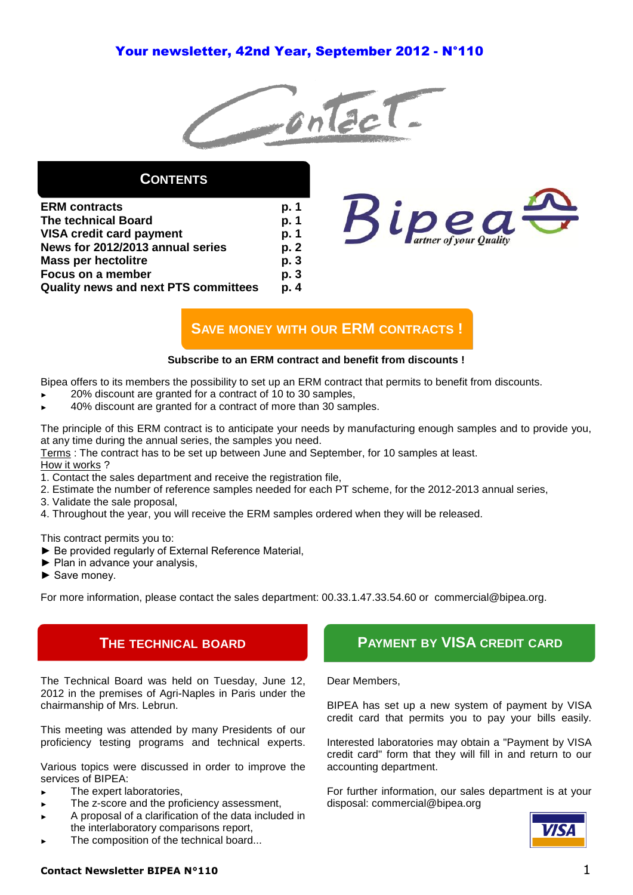Your newsletter, 42nd Year, September 2012 - N°110

# Contact

## CONTENTS

| | |
|---|---|
| **ERM contracts** | **p. 1** |
| **The technical Board** | **p. 1** |
| **VISA credit card payment** | **p. 1** |
| **News for 2012/2013 annual series** | **p. 2** |
| **Mass per hectolitre** | **p. 3** |
| **Focus on a member** | **p. 3** |
| **Quality news and next PTS committees** | **p. 4** |

## SAVE MONEY WITH OUR ERM CONTRACTS !

**Subscribe to an ERM contract and benefit from discounts !**

Bipea offers to its members the possibility to set up an ERM contract that permits to benefit from discounts.

- 20% discount are granted for a contract of 10 to 30 samples,
- 40% discount are granted for a contract of more than 30 samples.

The principle of this ERM contract is to anticipate your needs by manufacturing enough samples and to provide you, at any time during the annual series, the samples you need.

Terms : The contract has to be set up between June and September, for 10 samples at least.

How it works ?

1. Contact the sales department and receive the registration file,
2. Estimate the number of reference samples needed for each PT scheme, for the 2012-2013 annual series,
3. Validate the sale proposal,
4. Throughout the year, you will receive the ERM samples ordered when they will be released.

This contract permits you to:

- Be provided regularly of External Reference Material,
- Plan in advance your analysis,
- Save money.

For more information, please contact the sales department: 00.33.1.47.33.54.60 or commercial@bipea.org.

## THE TECHNICAL BOARD

The Technical Board was held on Tuesday, June 12, 2012 in the premises of Agri-Naples in Paris under the chairmanship of Mrs. Lebrun.

This meeting was attended by many Presidents of our proficiency testing programs and technical experts.

Various topics were discussed in order to improve the services of BIPEA:

- The expert laboratories,
- The z-score and the proficiency assessment,
- A proposal of a clarification of the data included in the interlaboratory comparisons report,
- The composition of the technical board...

## PAYMENT BY VISA CREDIT CARD

Dear Members,

BIPEA has set up a new system of payment by VISA credit card that permits you to pay your bills easily.

Interested laboratories may obtain a "Payment by VISA credit card" form that they will fill in and return to our accounting department.

For further information, our sales department is at your disposal: commercial@bipea.org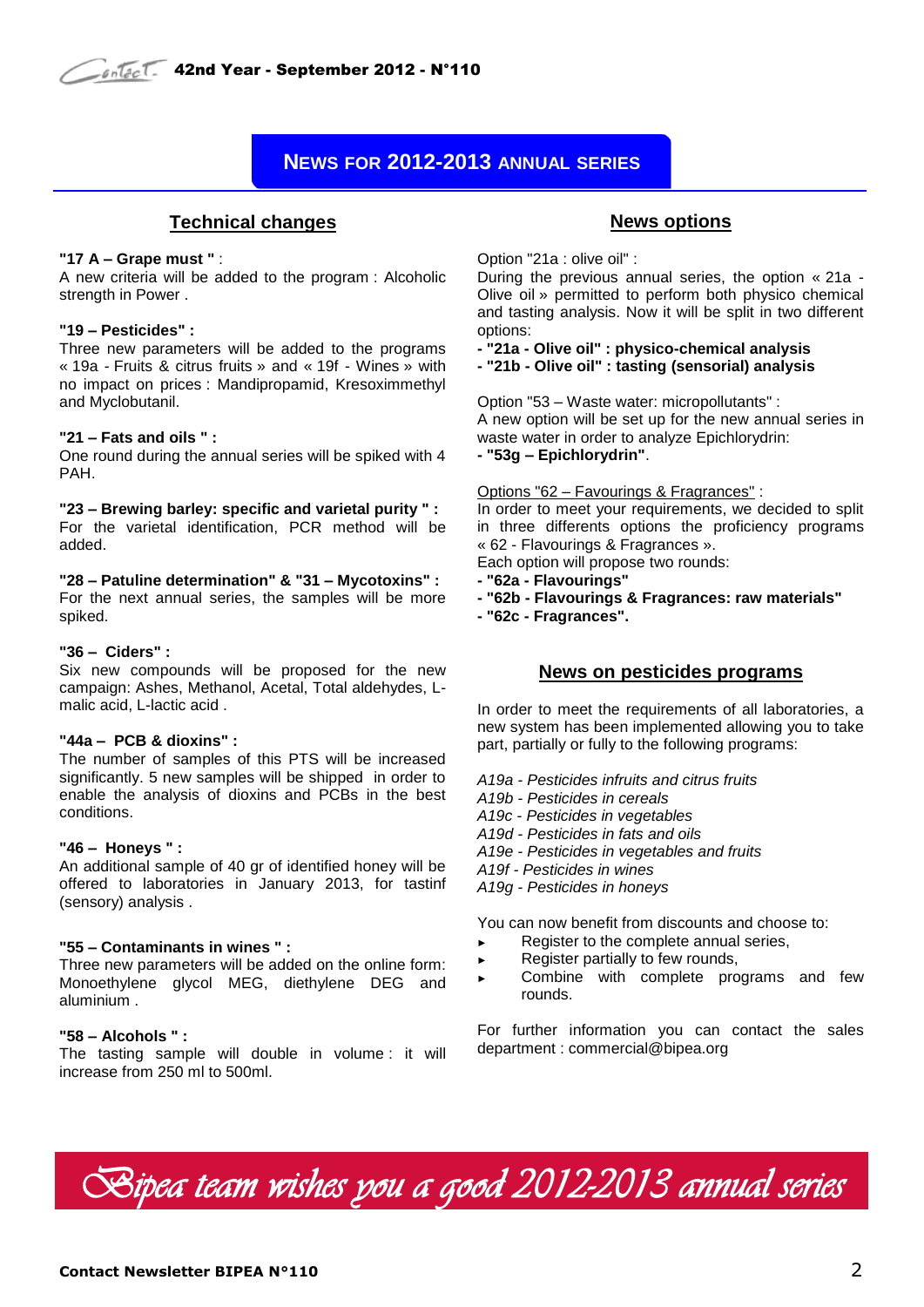# NEWS FOR 2012-2013 ANNUAL SERIES

## Technical changes

**"17 A – Grape must "** :
A new criteria will be added to the program : Alcoholic strength in Power .

**"19 – Pesticides" :**
Three new parameters will be added to the programs « 19a - Fruits & citrus fruits » and « 19f - Wines » with no impact on prices : Mandipropamid, Kresoximmethyl and Myclobutanil.

**"21 – Fats and oils " :**
One round during the annual series will be spiked with 4 PAH.

**"23 – Brewing barley: specific and varietal purity " :**
For the varietal identification, PCR method will be added.

**"28 – Patuline determination" & "31 – Mycotoxins" :**
For the next annual series, the samples will be more spiked.

**"36 – Ciders" :**
Six new compounds will be proposed for the new campaign: Ashes, Methanol, Acetal, Total aldehydes, L-malic acid, L-lactic acid .

**"44a – PCB & dioxins" :**
The number of samples of this PTS will be increased significantly. 5 new samples will be shipped in order to enable the analysis of dioxins and PCBs in the best conditions.

**"46 – Honeys " :**
An additional sample of 40 gr of identified honey will be offered to laboratories in January 2013, for tastinf (sensory) analysis .

**"55 – Contaminants in wines " :**
Three new parameters will be added on the online form: Monoethylene glycol MEG, diethylene DEG and aluminium .

**"58 – Alcohols " :**
The tasting sample will double in volume : it will increase from 250 ml to 500ml.

## News options

Option "21a : olive oil" :
During the previous annual series, the option « 21a - Olive oil » permitted to perform both physico chemical and tasting analysis. Now it will be split in two different options:

- **"21a - Olive oil" : physico-chemical analysis**
- **"21b - Olive oil" : tasting (sensorial) analysis**

Option "53 – Waste water: micropollutants" :
A new option will be set up for the new annual series in waste water in order to analyze Epichlorydrin:
- **"53g – Epichlorydrin"**.

Options "62 – Favourings & Fragrances" :
In order to meet your requirements, we decided to split in three differents options the proficiency programs « 62 - Flavourings & Fragrances ».
Each option will propose two rounds:

- **"62a - Flavourings"**
- **"62b - Flavourings & Fragrances: raw materials"**
- **"62c - Fragrances".**

## News on pesticides programs

In order to meet the requirements of all laboratories, a new system has been implemented allowing you to take part, partially or fully to the following programs:

*A19a - Pesticides infruits and citrus fruits*
*A19b - Pesticides in cereals*
*A19c - Pesticides in vegetables*
*A19d - Pesticides in fats and oils*
*A19e - Pesticides in vegetables and fruits*
*A19f - Pesticides in wines*
*A19g - Pesticides in honeys*

You can now benefit from discounts and choose to:

- Register to the complete annual series,
- Register partially to few rounds,
- Combine with complete programs and few rounds.

For further information you can contact the sales department : commercial@bipea.org

*Bipea team wishes you a good 2012-2013 annual series*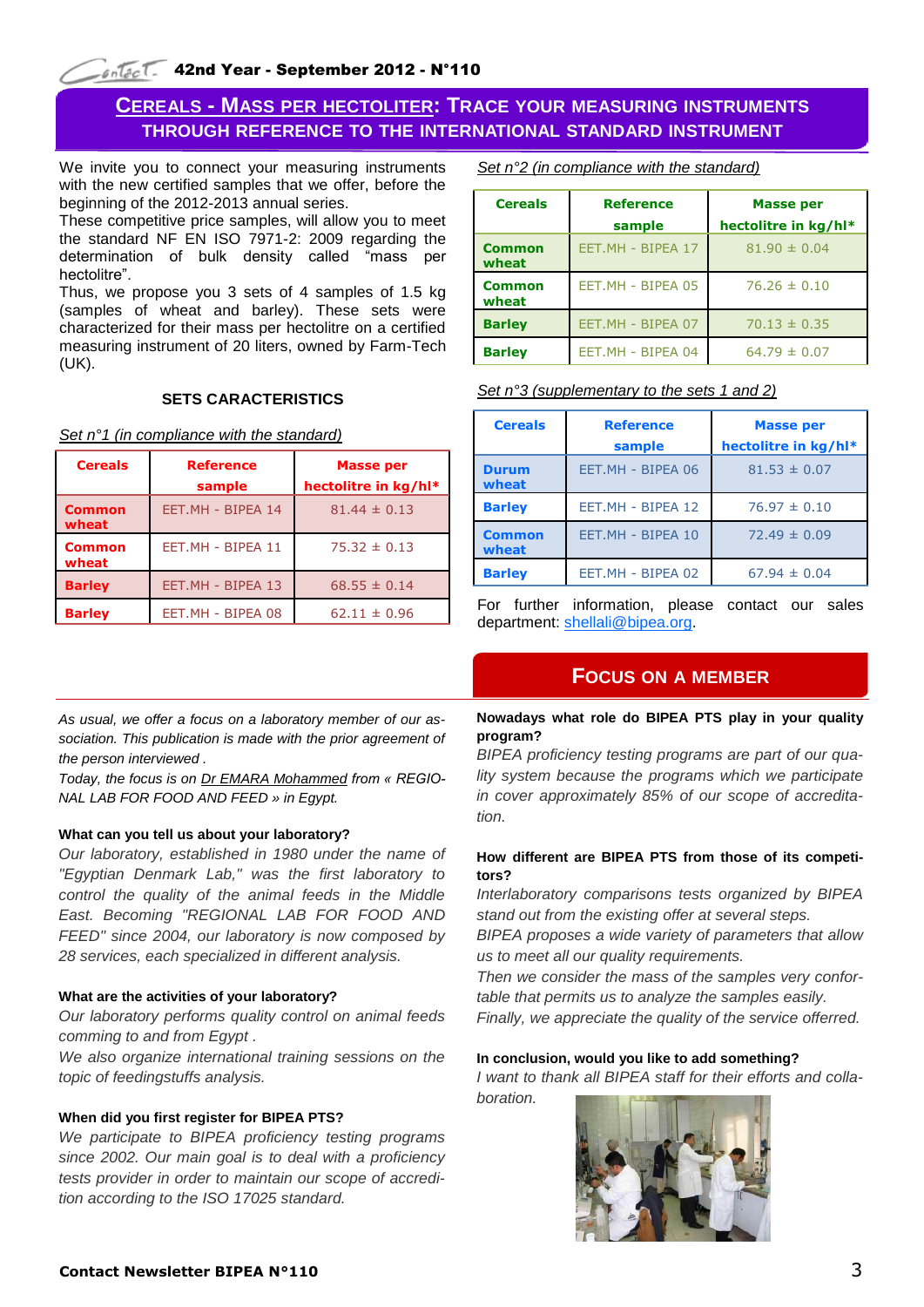## CEREALS - MASS PER HECTOLITER: TRACE YOUR MEASURING INSTRUMENTS THROUGH REFERENCE TO THE INTERNATIONAL STANDARD INSTRUMENT

We invite you to connect your measuring instruments with the new certified samples that we offer, before the beginning of the 2012-2013 annual series.

These competitive price samples, will allow you to meet the standard NF EN ISO 7971-2: 2009 regarding the determination of bulk density called "mass per hectolitre".

Thus, we propose you 3 sets of 4 samples of 1.5 kg (samples of wheat and barley). These sets were characterized for their mass per hectolitre on a certified measuring instrument of 20 liters, owned by Farm-Tech (UK).

### SETS CARACTERISTICS

*Set n°1 (in compliance with the standard)*

| Cereals | Reference sample | Masse per hectolitre in kg/hl* |
|---|---|---|
| **Common wheat** | EET.MH - BIPEA 14 | 81.44 ± 0.13 |
| **Common wheat** | EET.MH - BIPEA 11 | 75.32 ± 0.13 |
| **Barley** | EET.MH - BIPEA 13 | 68.55 ± 0.14 |
| **Barley** | EET.MH - BIPEA 08 | 62.11 ± 0.96 |

*Set n°2 (in compliance with the standard)*

| Cereals | Reference sample | Masse per hectolitre in kg/hl* |
|---|---|---|
| **Common wheat** | EET.MH - BIPEA 17 | 81.90 ± 0.04 |
| **Common wheat** | EET.MH - BIPEA 05 | 76.26 ± 0.10 |
| **Barley** | EET.MH - BIPEA 07 | 70.13 ± 0.35 |
| **Barley** | EET.MH - BIPEA 04 | 64.79 ± 0.07 |

*Set n°3 (supplementary to the sets 1 and 2)*

| Cereals | Reference sample | Masse per hectolitre in kg/hl* |
|---|---|---|
| **Durum wheat** | EET.MH - BIPEA 06 | 81.53 ± 0.07 |
| **Barley** | EET.MH - BIPEA 12 | 76.97 ± 0.10 |
| **Common wheat** | EET.MH - BIPEA 10 | 72.49 ± 0.09 |
| **Barley** | EET.MH - BIPEA 02 | 67.94 ± 0.04 |

For further information, please contact our sales department: shellali@bipea.org.

## FOCUS ON A MEMBER

*As usual, we offer a focus on a laboratory member of our association. This publication is made with the prior agreement of the person interviewed .*

*Today, the focus is on Dr EMARA Mohammed from « REGIONAL LAB FOR FOOD AND FEED » in Egypt.*

**What can you tell us about your laboratory?**

*Our laboratory, established in 1980 under the name of "Egyptian Denmark Lab," was the first laboratory to control the quality of the animal feeds in the Middle East. Becoming "REGIONAL LAB FOR FOOD AND FEED" since 2004, our laboratory is now composed by 28 services, each specialized in different analysis.*

**What are the activities of your laboratory?**

*Our laboratory performs quality control on animal feeds comming to and from Egypt .*

*We also organize international training sessions on the topic of feedingstuffs analysis.*

**When did you first register for BIPEA PTS?**

*We participate to BIPEA proficiency testing programs since 2002. Our main goal is to deal with a proficiency tests provider in order to maintain our scope of accreditation according to the ISO 17025 standard.*

**Nowadays what role do BIPEA PTS play in your quality program?**

*BIPEA proficiency testing programs are part of our quality system because the programs which we participate in cover approximately 85% of our scope of accreditation.*

**How different are BIPEA PTS from those of its competitors?**

*Interlaboratory comparisons tests organized by BIPEA stand out from the existing offer at several steps.*

*BIPEA proposes a wide variety of parameters that allow us to meet all our quality requirements.*

*Then we consider the mass of the samples very confortable that permits us to analyze the samples easily.*

*Finally, we appreciate the quality of the service offerred.*

**In conclusion, would you like to add something?**

*I want to thank all BIPEA staff for their efforts and collaboration.*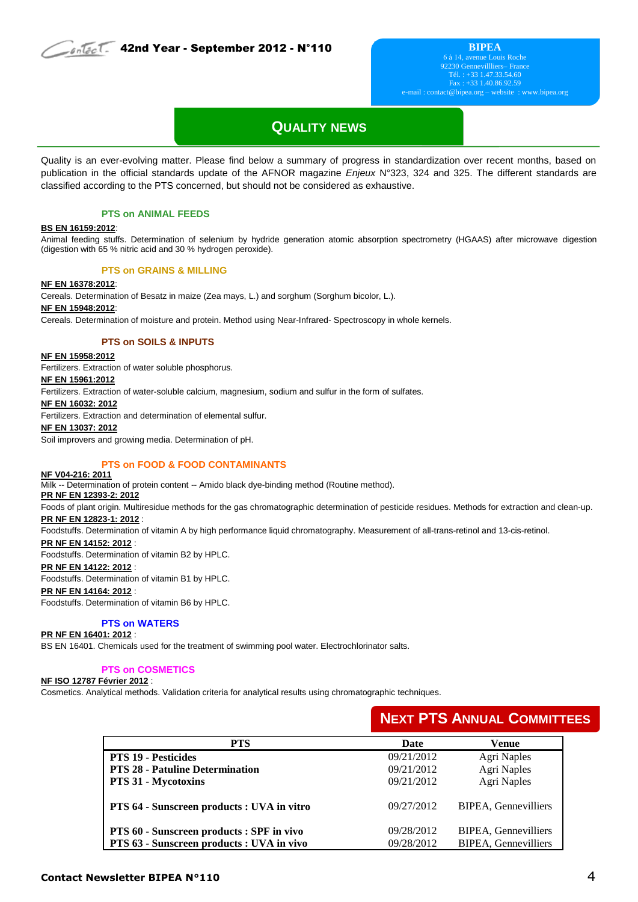# QUALITY NEWS

Quality is an ever-evolving matter. Please find below a summary of progress in standardization over recent months, based on publication in the official standards update of the AFNOR magazine *Enjeux* N°323, 324 and 325. The different standards are classified according to the PTS concerned, but should not be considered as exhaustive.

### PTS on ANIMAL FEEDS

**BS EN 16159:2012**:

Animal feeding stuffs. Determination of selenium by hydride generation atomic absorption spectrometry (HGAAS) after microwave digestion (digestion with 65 % nitric acid and 30 % hydrogen peroxide).

### PTS on GRAINS & MILLING

**NF EN 16378:2012**:

Cereals. Determination of Besatz in maize (Zea mays, L.) and sorghum (Sorghum bicolor, L.).

**NF EN 15948:2012**:

Cereals. Determination of moisture and protein. Method using Near-Infrared- Spectroscopy in whole kernels.

### PTS on SOILS & INPUTS

**NF EN 15958:2012**

Fertilizers. Extraction of water soluble phosphorus.

**NF EN 15961:2012**

Fertilizers. Extraction of water-soluble calcium, magnesium, sodium and sulfur in the form of sulfates.

**NF EN 16032: 2012**

Fertilizers. Extraction and determination of elemental sulfur.

**NF EN 13037: 2012**

Soil improvers and growing media. Determination of pH.

### PTS on FOOD & FOOD CONTAMINANTS

**NF V04-216: 2011**

Milk -- Determination of protein content -- Amido black dye-binding method (Routine method).

**PR NF EN 12393-2: 2012**

Foods of plant origin. Multiresidue methods for the gas chromatographic determination of pesticide residues. Methods for extraction and clean-up.

**PR NF EN 12823-1: 2012** :

Foodstuffs. Determination of vitamin A by high performance liquid chromatography. Measurement of all-trans-retinol and 13-cis-retinol.

**PR NF EN 14152: 2012** :

Foodstuffs. Determination of vitamin B2 by HPLC.

**PR NF EN 14122: 2012** :

Foodstuffs. Determination of vitamin B1 by HPLC.

**PR NF EN 14164: 2012** :

Foodstuffs. Determination of vitamin B6 by HPLC.

### PTS on WATERS

**PR NF EN 16401: 2012** :

BS EN 16401. Chemicals used for the treatment of swimming pool water. Electrochlorinator salts.

### PTS on COSMETICS

**NF ISO 12787 Février 2012** :

Cosmetics. Analytical methods. Validation criteria for analytical results using chromatographic techniques.

## NEXT PTS ANNUAL COMMITTEES

| PTS | Date | Venue |
|---|---|---|
| **PTS 19 - Pesticides** | 09/21/2012 | Agri Naples |
| **PTS 28 - Patuline Determination** | 09/21/2012 | Agri Naples |
| **PTS 31 - Mycotoxins** | 09/21/2012 | Agri Naples |
| **PTS 64 - Sunscreen products : UVA in vitro** | 09/27/2012 | BIPEA, Gennevilliers |
| **PTS 60 - Sunscreen products : SPF in vivo** | 09/28/2012 | BIPEA, Gennevilliers |
| **PTS 63 - Sunscreen products : UVA in vivo** | 09/28/2012 | BIPEA, Gennevilliers |